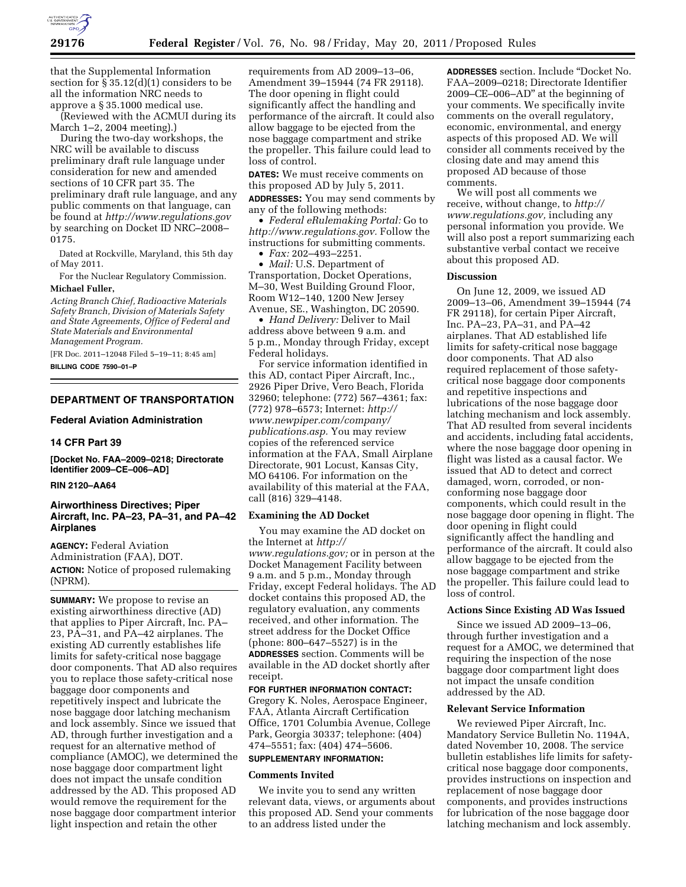that the Supplemental Information section for § 35.12(d)(1) considers to be all the information NRC needs to approve a § 35.1000 medical use.

(Reviewed with the ACMUI during its March 1–2, 2004 meeting).)

During the two-day workshops, the NRC will be available to discuss preliminary draft rule language under consideration for new and amended sections of 10 CFR part 35. The preliminary draft rule language, and any public comments on that language, can be found at *http://www.regulations.gov* by searching on Docket ID NRC–2008–0175.

Dated at Rockville, Maryland, this 5th day of May 2011.

For the Nuclear Regulatory Commission.

**Michael Fuller,**

*Acting Branch Chief, Radioactive Materials Safety Branch, Division of Materials Safety and State Agreements, Office of Federal and State Materials and Environmental Management Program.*

[FR Doc. 2011–12048 Filed 5–19–11; 8:45 am]

**BILLING CODE 7590–01–P**

## DEPARTMENT OF TRANSPORTATION

### Federal Aviation Administration

### 14 CFR Part 39

**[Docket No. FAA–2009–0218; Directorate Identifier 2009–CE–006–AD]**

**RIN 2120–AA64**

## Airworthiness Directives; Piper Aircraft, Inc. PA–23, PA–31, and PA–42 Airplanes

**AGENCY:** Federal Aviation Administration (FAA), DOT.

**ACTION:** Notice of proposed rulemaking (NPRM).

**SUMMARY:** We propose to revise an existing airworthiness directive (AD) that applies to Piper Aircraft, Inc. PA–23, PA–31, and PA–42 airplanes. The existing AD currently establishes life limits for safety-critical nose baggage door components. That AD also requires you to replace those safety-critical nose baggage door components and repetitively inspect and lubricate the nose baggage door latching mechanism and lock assembly. Since we issued that AD, through further investigation and a request for an alternative method of compliance (AMOC), we determined the nose baggage door compartment light does not impact the unsafe condition addressed by the AD. This proposed AD would remove the requirement for the nose baggage door compartment interior light inspection and retain the other requirements from AD 2009–13–06, Amendment 39–15944 (74 FR 29118). The door opening in flight could significantly affect the handling and performance of the aircraft. It could also allow baggage to be ejected from the nose baggage compartment and strike the propeller. This failure could lead to loss of control.

**DATES:** We must receive comments on this proposed AD by July 5, 2011.

**ADDRESSES:** You may send comments by any of the following methods:

- *Federal eRulemaking Portal:* Go to *http://www.regulations.gov.* Follow the instructions for submitting comments.
- *Fax:* 202–493–2251.
- *Mail:* U.S. Department of Transportation, Docket Operations, M–30, West Building Ground Floor, Room W12–140, 1200 New Jersey Avenue, SE., Washington, DC 20590.
- *Hand Delivery:* Deliver to Mail address above between 9 a.m. and 5 p.m., Monday through Friday, except Federal holidays.

For service information identified in this AD, contact Piper Aircraft, Inc., 2926 Piper Drive, Vero Beach, Florida 32960; telephone: (772) 567–4361; fax: (772) 978–6573; Internet: *http://www.newpiper.com/company/publications.asp.* You may review copies of the referenced service information at the FAA, Small Airplane Directorate, 901 Locust, Kansas City, MO 64106. For information on the availability of this material at the FAA, call (816) 329–4148.

### Examining the AD Docket

You may examine the AD docket on the Internet at *http://www.regulations.gov;* or in person at the Docket Management Facility between 9 a.m. and 5 p.m., Monday through Friday, except Federal holidays. The AD docket contains this proposed AD, the regulatory evaluation, any comments received, and other information. The street address for the Docket Office (phone: 800–647–5527) is in the **ADDRESSES** section. Comments will be available in the AD docket shortly after receipt.

**FOR FURTHER INFORMATION CONTACT:** Gregory K. Noles, Aerospace Engineer, FAA, Atlanta Aircraft Certification Office, 1701 Columbia Avenue, College Park, Georgia 30337; telephone: (404) 474–5551; fax: (404) 474–5606.

**SUPPLEMENTARY INFORMATION:**

### Comments Invited

We invite you to send any written relevant data, views, or arguments about this proposed AD. Send your comments to an address listed under the **ADDRESSES** section. Include "Docket No. FAA–2009–0218; Directorate Identifier 2009–CE–006–AD" at the beginning of your comments. We specifically invite comments on the overall regulatory, economic, environmental, and energy aspects of this proposed AD. We will consider all comments received by the closing date and may amend this proposed AD because of those comments.

We will post all comments we receive, without change, to *http://www.regulations.gov,* including any personal information you provide. We will also post a report summarizing each substantive verbal contact we receive about this proposed AD.

### Discussion

On June 12, 2009, we issued AD 2009–13–06, Amendment 39–15944 (74 FR 29118), for certain Piper Aircraft, Inc. PA–23, PA–31, and PA–42 airplanes. That AD established life limits for safety-critical nose baggage door components. That AD also required replacement of those safety-critical nose baggage door components and repetitive inspections and lubrications of the nose baggage door latching mechanism and lock assembly. That AD resulted from several incidents and accidents, including fatal accidents, where the nose baggage door opening in flight was listed as a causal factor. We issued that AD to detect and correct damaged, worn, corroded, or non-conforming nose baggage door components, which could result in the nose baggage door opening in flight. The door opening in flight could significantly affect the handling and performance of the aircraft. It could also allow baggage to be ejected from the nose baggage compartment and strike the propeller. This failure could lead to loss of control.

### Actions Since Existing AD Was Issued

Since we issued AD 2009–13–06, through further investigation and a request for a AMOC, we determined that requiring the inspection of the nose baggage door compartment light does not impact the unsafe condition addressed by the AD.

### Relevant Service Information

We reviewed Piper Aircraft, Inc. Mandatory Service Bulletin No. 1194A, dated November 10, 2008. The service bulletin establishes life limits for safety-critical nose baggage door components, provides instructions on inspection and replacement of nose baggage door components, and provides instructions for lubrication of the nose baggage door latching mechanism and lock assembly.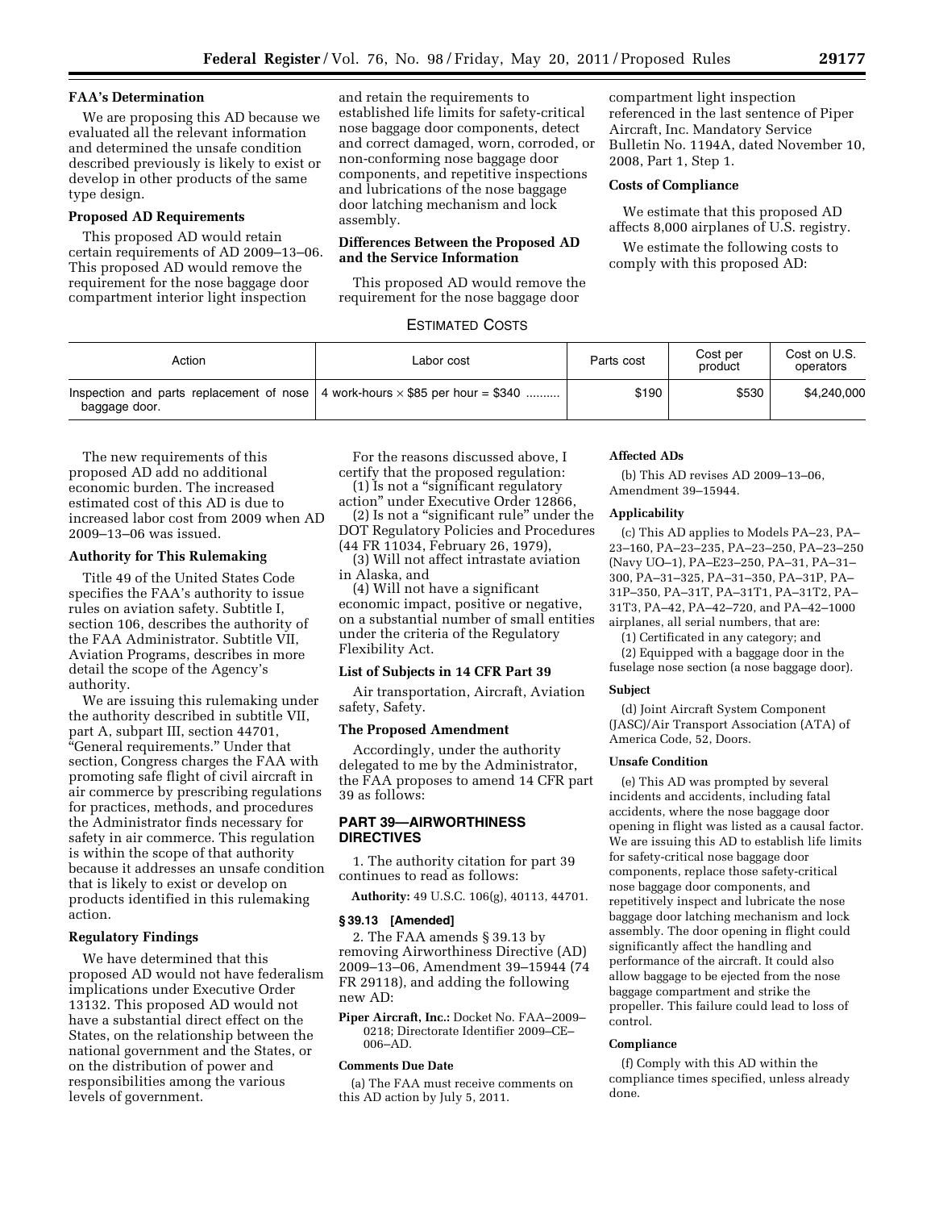### FAA's Determination

We are proposing this AD because we evaluated all the relevant information and determined the unsafe condition described previously is likely to exist or develop in other products of the same type design.

### Proposed AD Requirements

This proposed AD would retain certain requirements of AD 2009–13–06. This proposed AD would remove the requirement for the nose baggage door compartment interior light inspection and retain the requirements to established life limits for safety-critical nose baggage door components, detect and correct damaged, worn, corroded, or non-conforming nose baggage door components, and repetitive inspections and lubrications of the nose baggage door latching mechanism and lock assembly.

### Differences Between the Proposed AD and the Service Information

This proposed AD would remove the requirement for the nose baggage door compartment light inspection referenced in the last sentence of Piper Aircraft, Inc. Mandatory Service Bulletin No. 1194A, dated November 10, 2008, Part 1, Step 1.

### Costs of Compliance

We estimate that this proposed AD affects 8,000 airplanes of U.S. registry.

We estimate the following costs to comply with this proposed AD:

ESTIMATED COSTS

| Action | Labor cost | Parts cost | Cost per product | Cost on U.S. operators |
|---|---|---|---|---|
| Inspection and parts replacement of nose baggage door. | 4 work-hours × $85 per hour = $340 .......... | $190 | $530 | $4,240,000 |

The new requirements of this proposed AD add no additional economic burden. The increased estimated cost of this AD is due to increased labor cost from 2009 when AD 2009–13–06 was issued.

### Authority for This Rulemaking

Title 49 of the United States Code specifies the FAA's authority to issue rules on aviation safety. Subtitle I, section 106, describes the authority of the FAA Administrator. Subtitle VII, Aviation Programs, describes in more detail the scope of the Agency's authority.

We are issuing this rulemaking under the authority described in subtitle VII, part A, subpart III, section 44701, "General requirements." Under that section, Congress charges the FAA with promoting safe flight of civil aircraft in air commerce by prescribing regulations for practices, methods, and procedures the Administrator finds necessary for safety in air commerce. This regulation is within the scope of that authority because it addresses an unsafe condition that is likely to exist or develop on products identified in this rulemaking action.

### Regulatory Findings

We have determined that this proposed AD would not have federalism implications under Executive Order 13132. This proposed AD would not have a substantial direct effect on the States, on the relationship between the national government and the States, or on the distribution of power and responsibilities among the various levels of government.

For the reasons discussed above, I certify that the proposed regulation:

(1) Is not a "significant regulatory action" under Executive Order 12866,

(2) Is not a "significant rule" under the DOT Regulatory Policies and Procedures (44 FR 11034, February 26, 1979),

(3) Will not affect intrastate aviation in Alaska, and

(4) Will not have a significant economic impact, positive or negative, on a substantial number of small entities under the criteria of the Regulatory Flexibility Act.

### List of Subjects in 14 CFR Part 39

Air transportation, Aircraft, Aviation safety, Safety.

### The Proposed Amendment

Accordingly, under the authority delegated to me by the Administrator, the FAA proposes to amend 14 CFR part 39 as follows:

## PART 39—AIRWORTHINESS DIRECTIVES

1. The authority citation for part 39 continues to read as follows:

**Authority:** 49 U.S.C. 106(g), 40113, 44701.

### § 39.13 [Amended]

2. The FAA amends § 39.13 by removing Airworthiness Directive (AD) 2009–13–06, Amendment 39–15944 (74 FR 29118), and adding the following new AD:

**Piper Aircraft, Inc.:** Docket No. FAA–2009–0218; Directorate Identifier 2009–CE–006–AD.

### Comments Due Date

(a) The FAA must receive comments on this AD action by July 5, 2011.

### Affected ADs

(b) This AD revises AD 2009–13–06, Amendment 39–15944.

### Applicability

(c) This AD applies to Models PA–23, PA–23–160, PA–23–235, PA–23–250, PA–23–250 (Navy UO–1), PA–E23–250, PA–31, PA–31–300, PA–31–325, PA–31–350, PA–31P, PA–31P–350, PA–31T, PA–31T1, PA–31T2, PA–31T3, PA–42, PA–42–720, and PA–42–1000 airplanes, all serial numbers, that are:

(1) Certificated in any category; and

(2) Equipped with a baggage door in the fuselage nose section (a nose baggage door).

### Subject

(d) Joint Aircraft System Component (JASC)/Air Transport Association (ATA) of America Code, 52, Doors.

### Unsafe Condition

(e) This AD was prompted by several incidents and accidents, including fatal accidents, where the nose baggage door opening in flight was listed as a causal factor. We are issuing this AD to establish life limits for safety-critical nose baggage door components, replace those safety-critical nose baggage door components, and repetitively inspect and lubricate the nose baggage door latching mechanism and lock assembly. The door opening in flight could significantly affect the handling and performance of the aircraft. It could also allow baggage to be ejected from the nose baggage compartment and strike the propeller. This failure could lead to loss of control.

### Compliance

(f) Comply with this AD within the compliance times specified, unless already done.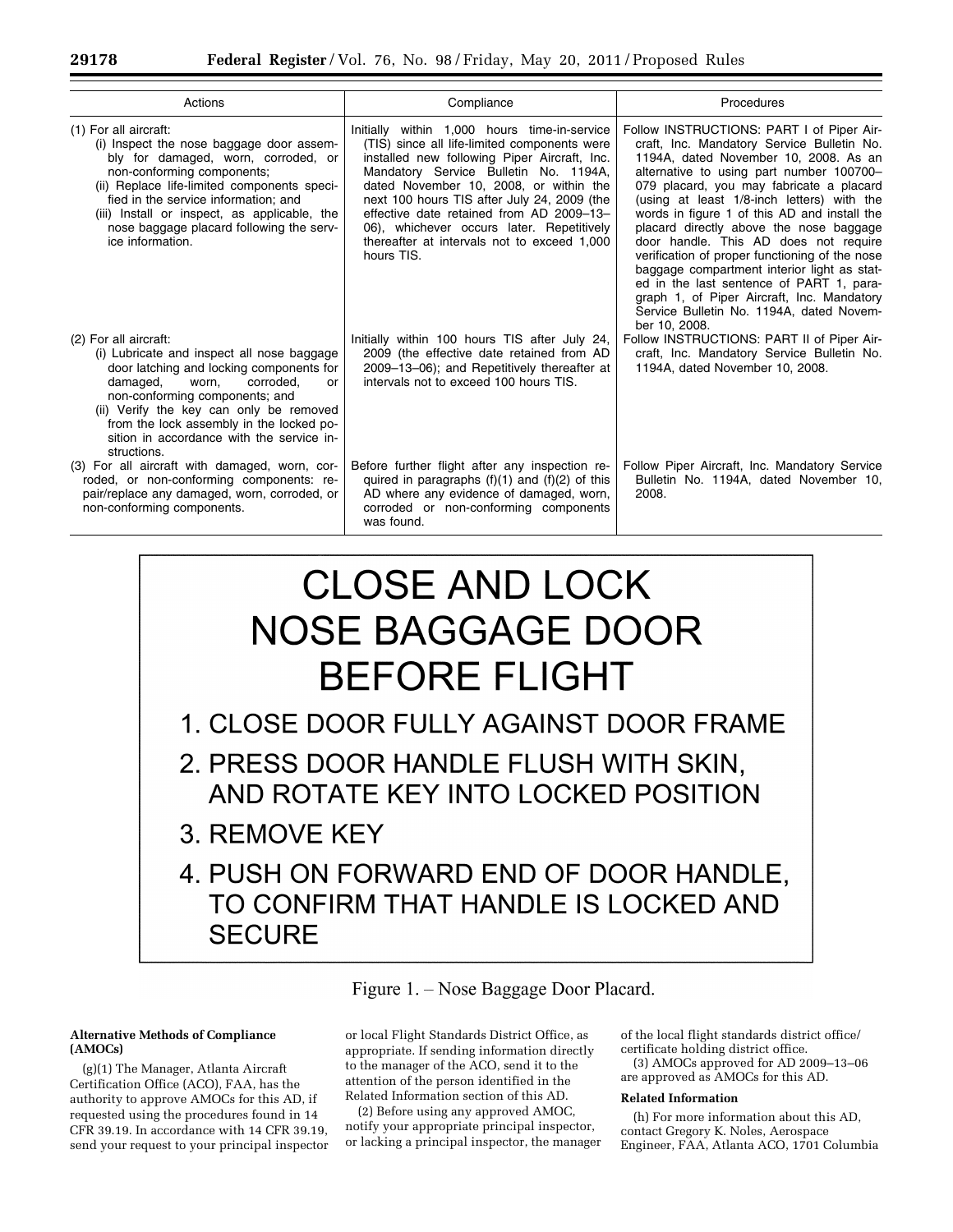| Actions | Compliance | Procedures |
|---|---|---|
| (1) For all aircraft: (i) Inspect the nose baggage door assembly for damaged, worn, corroded, or non-conforming components; (ii) Replace life-limited components specified in the service information; and (iii) Install or inspect, as applicable, the nose baggage placard following the service information. | Initially within 1,000 hours time-in-service (TIS) since all life-limited components were installed new following Piper Aircraft, Inc. Mandatory Service Bulletin No. 1194A, dated November 10, 2008, or within the next 100 hours TIS after July 24, 2009 (the effective date retained from AD 2009–13–06), whichever occurs later. Repetitively thereafter at intervals not to exceed 1,000 hours TIS. | Follow INSTRUCTIONS: PART I of Piper Aircraft, Inc. Mandatory Service Bulletin No. 1194A, dated November 10, 2008. As an alternative to using part number 100700–079 placard, you may fabricate a placard (using at least 1/8-inch letters) with the words in figure 1 of this AD and install the placard directly above the nose baggage door handle. This AD does not require verification of proper functioning of the nose baggage compartment interior light as stated in the last sentence of PART 1, paragraph 1, of Piper Aircraft, Inc. Mandatory Service Bulletin No. 1194A, dated November 10, 2008. |
| (2) For all aircraft: (i) Lubricate and inspect all nose baggage door latching and locking components for damaged, worn, corroded, or non-conforming components; and (ii) Verify the key can only be removed from the lock assembly in the locked position in accordance with the service instructions. | Initially within 100 hours TIS after July 24, 2009 (the effective date retained from AD 2009–13–06); and Repetitively thereafter at intervals not to exceed 100 hours TIS. | Follow INSTRUCTIONS: PART II of Piper Aircraft, Inc. Mandatory Service Bulletin No. 1194A, dated November 10, 2008. |
| (3) For all aircraft with damaged, worn, corroded, or non-conforming components: repair/replace any damaged, worn, corroded, or non-conforming components. | Before further flight after any inspection required in paragraphs (f)(1) and (f)(2) of this AD where any evidence of damaged, worn, corroded or non-conforming components was found. | Follow Piper Aircraft, Inc. Mandatory Service Bulletin No. 1194A, dated November 10, 2008. |

CLOSE AND LOCK
NOSE BAGGAGE DOOR
BEFORE FLIGHT

1. CLOSE DOOR FULLY AGAINST DOOR FRAME
2. PRESS DOOR HANDLE FLUSH WITH SKIN, AND ROTATE KEY INTO LOCKED POSITION
3. REMOVE KEY
4. PUSH ON FORWARD END OF DOOR HANDLE, TO CONFIRM THAT HANDLE IS LOCKED AND SECURE

Figure 1. – Nose Baggage Door Placard.

**Alternative Methods of Compliance (AMOCs)**

(g)(1) The Manager, Atlanta Aircraft Certification Office (ACO), FAA, has the authority to approve AMOCs for this AD, if requested using the procedures found in 14 CFR 39.19. In accordance with 14 CFR 39.19, send your request to your principal inspector or local Flight Standards District Office, as appropriate. If sending information directly to the manager of the ACO, send it to the attention of the person identified in the Related Information section of this AD.

(2) Before using any approved AMOC, notify your appropriate principal inspector, or lacking a principal inspector, the manager of the local flight standards district office/certificate holding district office.

(3) AMOCs approved for AD 2009–13–06 are approved as AMOCs for this AD.

**Related Information**

(h) For more information about this AD, contact Gregory K. Noles, Aerospace Engineer, FAA, Atlanta ACO, 1701 Columbia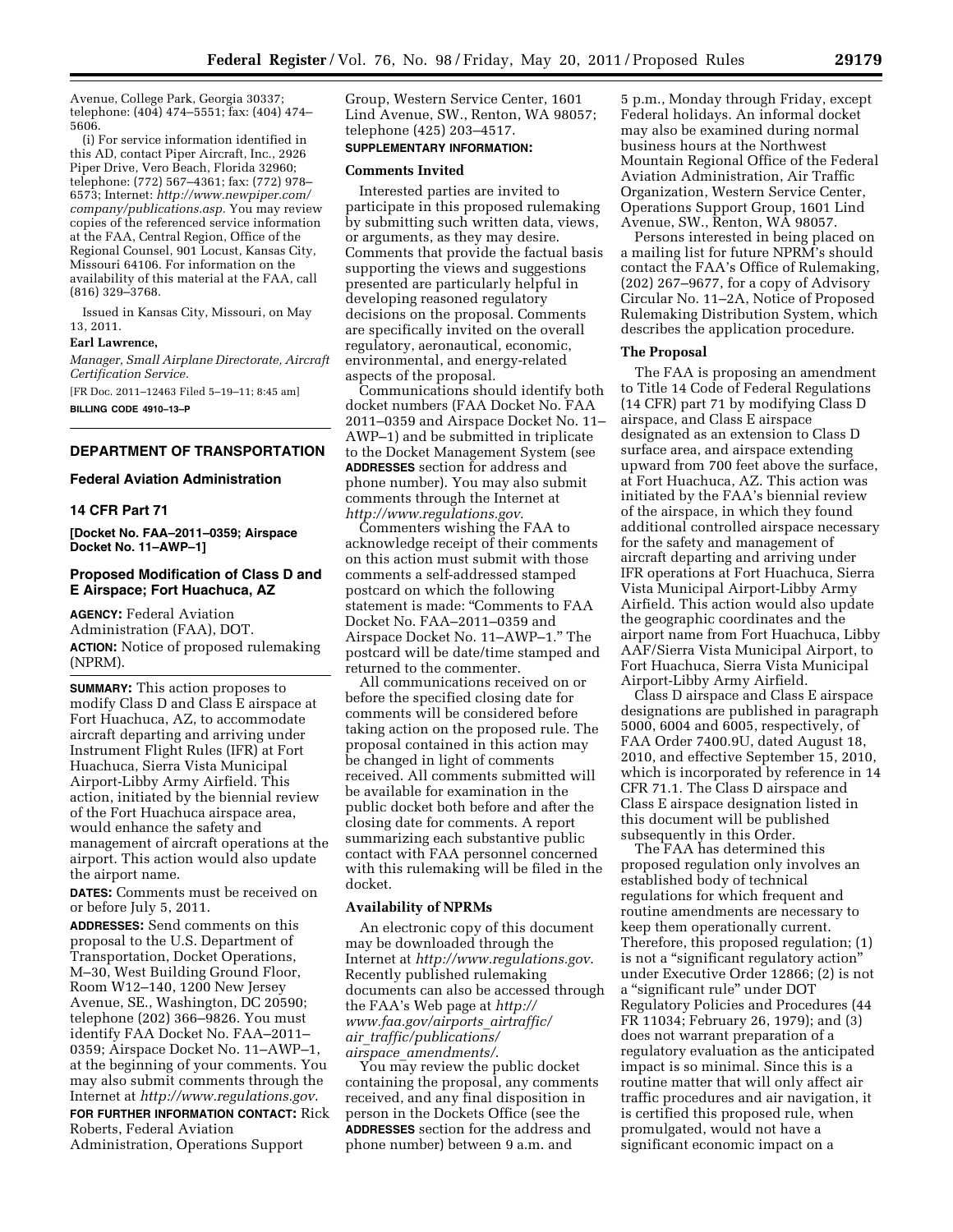Avenue, College Park, Georgia 30337; telephone: (404) 474–5551; fax: (404) 474–5606.

(i) For service information identified in this AD, contact Piper Aircraft, Inc., 2926 Piper Drive, Vero Beach, Florida 32960; telephone: (772) 567–4361; fax: (772) 978–6573; Internet: *http://www.newpiper.com/company/publications.asp.* You may review copies of the referenced service information at the FAA, Central Region, Office of the Regional Counsel, 901 Locust, Kansas City, Missouri 64106. For information on the availability of this material at the FAA, call (816) 329–3768.

Issued in Kansas City, Missouri, on May 13, 2011.

**Earl Lawrence,**

*Manager, Small Airplane Directorate, Aircraft Certification Service.*

[FR Doc. 2011–12463 Filed 5–19–11; 8:45 am]

**BILLING CODE 4910–13–P**

## DEPARTMENT OF TRANSPORTATION

### Federal Aviation Administration

### 14 CFR Part 71

**[Docket No. FAA–2011–0359; Airspace Docket No. 11–AWP–1]**

### Proposed Modification of Class D and E Airspace; Fort Huachuca, AZ

**AGENCY:** Federal Aviation Administration (FAA), DOT.

**ACTION:** Notice of proposed rulemaking (NPRM).

**SUMMARY:** This action proposes to modify Class D and Class E airspace at Fort Huachuca, AZ, to accommodate aircraft departing and arriving under Instrument Flight Rules (IFR) at Fort Huachuca, Sierra Vista Municipal Airport-Libby Army Airfield. This action, initiated by the biennial review of the Fort Huachuca airspace area, would enhance the safety and management of aircraft operations at the airport. This action would also update the airport name.

**DATES:** Comments must be received on or before July 5, 2011.

**ADDRESSES:** Send comments on this proposal to the U.S. Department of Transportation, Docket Operations, M–30, West Building Ground Floor, Room W12–140, 1200 New Jersey Avenue, SE., Washington, DC 20590; telephone (202) 366–9826. You must identify FAA Docket No. FAA–2011–0359; Airspace Docket No. 11–AWP–1, at the beginning of your comments. You may also submit comments through the Internet at *http://www.regulations.gov.*

**FOR FURTHER INFORMATION CONTACT:** Rick Roberts, Federal Aviation Administration, Operations Support Group, Western Service Center, 1601 Lind Avenue, SW., Renton, WA 98057; telephone (425) 203–4517.

**SUPPLEMENTARY INFORMATION:**

**Comments Invited**

Interested parties are invited to participate in this proposed rulemaking by submitting such written data, views, or arguments, as they may desire. Comments that provide the factual basis supporting the views and suggestions presented are particularly helpful in developing reasoned regulatory decisions on the proposal. Comments are specifically invited on the overall regulatory, aeronautical, economic, environmental, and energy-related aspects of the proposal.

Communications should identify both docket numbers (FAA Docket No. FAA 2011–0359 and Airspace Docket No. 11–AWP–1) and be submitted in triplicate to the Docket Management System (see **ADDRESSES** section for address and phone number). You may also submit comments through the Internet at *http://www.regulations.gov.*

Commenters wishing the FAA to acknowledge receipt of their comments on this action must submit with those comments a self-addressed stamped postcard on which the following statement is made: "Comments to FAA Docket No. FAA–2011–0359 and Airspace Docket No. 11–AWP–1." The postcard will be date/time stamped and returned to the commenter.

All communications received on or before the specified closing date for comments will be considered before taking action on the proposed rule. The proposal contained in this action may be changed in light of comments received. All comments submitted will be available for examination in the public docket both before and after the closing date for comments. A report summarizing each substantive public contact with FAA personnel concerned with this rulemaking will be filed in the docket.

**Availability of NPRMs**

An electronic copy of this document may be downloaded through the Internet at *http://www.regulations.gov.* Recently published rulemaking documents can also be accessed through the FAA's Web page at *http://www.faa.gov/airports_airtraffic/air_traffic/publications/airspace_amendments/.*

You may review the public docket containing the proposal, any comments received, and any final disposition in person in the Dockets Office (see the **ADDRESSES** section for the address and phone number) between 9 a.m. and 5 p.m., Monday through Friday, except Federal holidays. An informal docket may also be examined during normal business hours at the Northwest Mountain Regional Office of the Federal Aviation Administration, Air Traffic Organization, Western Service Center, Operations Support Group, 1601 Lind Avenue, SW., Renton, WA 98057.

Persons interested in being placed on a mailing list for future NPRM's should contact the FAA's Office of Rulemaking, (202) 267–9677, for a copy of Advisory Circular No. 11–2A, Notice of Proposed Rulemaking Distribution System, which describes the application procedure.

**The Proposal**

The FAA is proposing an amendment to Title 14 Code of Federal Regulations (14 CFR) part 71 by modifying Class D airspace, and Class E airspace designated as an extension to Class D surface area, and airspace extending upward from 700 feet above the surface, at Fort Huachuca, AZ. This action was initiated by the FAA's biennial review of the airspace, in which they found additional controlled airspace necessary for the safety and management of aircraft departing and arriving under IFR operations at Fort Huachuca, Sierra Vista Municipal Airport-Libby Army Airfield. This action would also update the geographic coordinates and the airport name from Fort Huachuca, Libby AAF/Sierra Vista Municipal Airport, to Fort Huachuca, Sierra Vista Municipal Airport-Libby Army Airfield.

Class D airspace and Class E airspace designations are published in paragraph 5000, 6004 and 6005, respectively, of FAA Order 7400.9U, dated August 18, 2010, and effective September 15, 2010, which is incorporated by reference in 14 CFR 71.1. The Class D airspace and Class E airspace designation listed in this document will be published subsequently in this Order.

The FAA has determined this proposed regulation only involves an established body of technical regulations for which frequent and routine amendments are necessary to keep them operationally current. Therefore, this proposed regulation; (1) is not a "significant regulatory action" under Executive Order 12866; (2) is not a "significant rule" under DOT Regulatory Policies and Procedures (44 FR 11034; February 26, 1979); and (3) does not warrant preparation of a regulatory evaluation as the anticipated impact is so minimal. Since this is a routine matter that will only affect air traffic procedures and air navigation, it is certified this proposed rule, when promulgated, would not have a significant economic impact on a